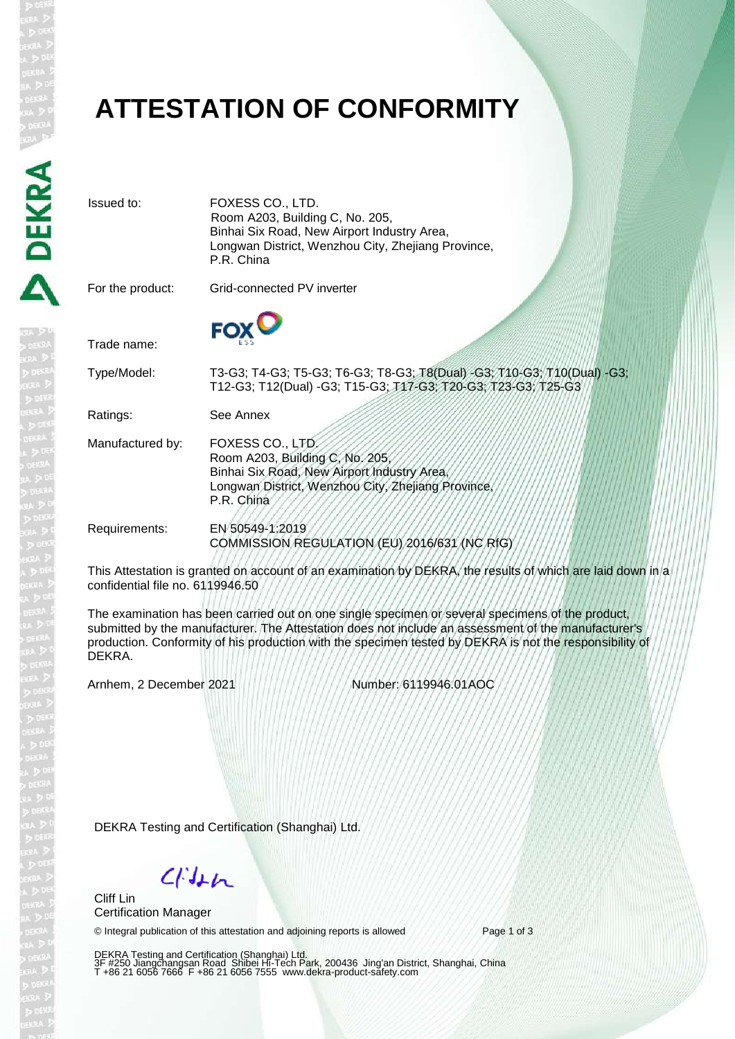# ATTESTATION OF CONFORMITY

| | |
|---|---|
| Issued to: | FOXESS CO., LTD.<br>Room A203, Building C, No. 205,<br>Binhai Six Road, New Airport Industry Area,<br>Longwan District, Wenzhou City, Zhejiang Province,<br>P.R. China |
| For the product: | Grid-connected PV inverter |
| Trade name: | FOX ESS |
| Type/Model: | T3-G3; T4-G3; T5-G3; T6-G3; T8-G3; T8(Dual) -G3; T10-G3; T10(Dual) -G3;<br>T12-G3; T12(Dual) -G3; T15-G3; T17-G3; T20-G3; T23-G3; T25-G3 |
| Ratings: | See Annex |
| Manufactured by: | FOXESS CO., LTD.<br>Room A203, Building C, No. 205,<br>Binhai Six Road, New Airport Industry Area,<br>Longwan District, Wenzhou City, Zhejiang Province,<br>P.R. China |
| Requirements: | EN 50549-1:2019<br>COMMISSION REGULATION (EU) 2016/631 (NC RfG) |

This Attestation is granted on account of an examination by DEKRA, the results of which are laid down in a confidential file no. 6119946.50

The examination has been carried out on one single specimen or several specimens of the product, submitted by the manufacturer. The Attestation does not include an assessment of the manufacturer's production. Conformity of his production with the specimen tested by DEKRA is not the responsibility of DEKRA.

Arnhem, 2 December 2021

Number: 6119946.01AOC

DEKRA Testing and Certification (Shanghai) Ltd.

Cliff Lin
Certification Manager

© Integral publication of this attestation and adjoining reports is allowed

DEKRA Testing and Certification (Shanghai) Ltd.
3F #250 Jiangchangsan Road Shibei Hi-Tech Park, 200436 Jing'an District, Shanghai, China
T +86 21 6056 7666 F +86 21 6056 7555 www.dekra-product-safety.com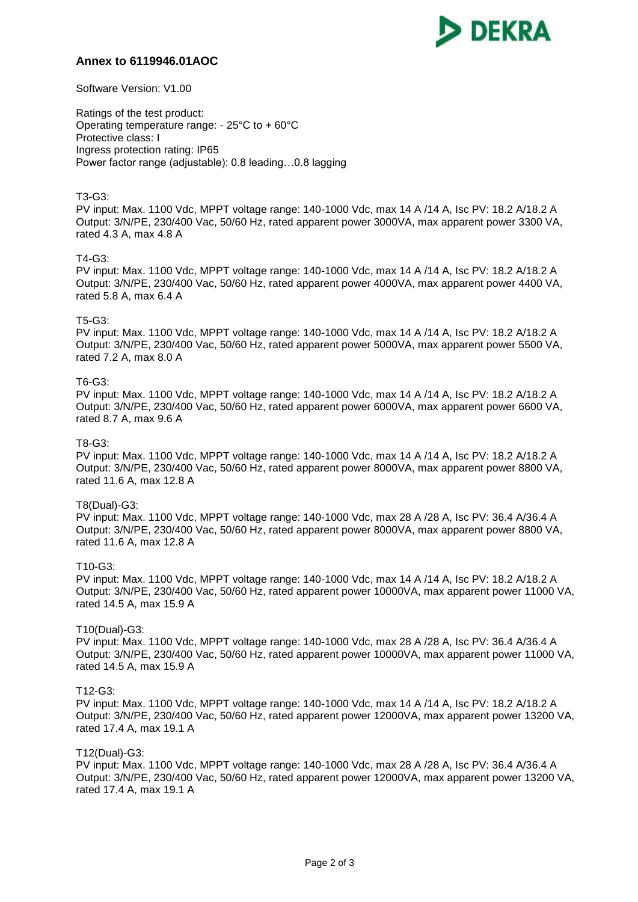## Annex to 6119946.01AOC

Software Version: V1.00

Ratings of the test product:
Operating temperature range: - 25°C to + 60°C
Protective class: I
Ingress protection rating: IP65
Power factor range (adjustable): 0.8 leading…0.8 lagging

T3-G3:
PV input: Max. 1100 Vdc, MPPT voltage range: 140-1000 Vdc, max 14 A /14 A, Isc PV: 18.2 A/18.2 A
Output: 3/N/PE, 230/400 Vac, 50/60 Hz, rated apparent power 3000VA, max apparent power 3300 VA, rated 4.3 A, max 4.8 A

T4-G3:
PV input: Max. 1100 Vdc, MPPT voltage range: 140-1000 Vdc, max 14 A /14 A, Isc PV: 18.2 A/18.2 A
Output: 3/N/PE, 230/400 Vac, 50/60 Hz, rated apparent power 4000VA, max apparent power 4400 VA, rated 5.8 A, max 6.4 A

T5-G3:
PV input: Max. 1100 Vdc, MPPT voltage range: 140-1000 Vdc, max 14 A /14 A, Isc PV: 18.2 A/18.2 A
Output: 3/N/PE, 230/400 Vac, 50/60 Hz, rated apparent power 5000VA, max apparent power 5500 VA, rated 7.2 A, max 8.0 A

T6-G3:
PV input: Max. 1100 Vdc, MPPT voltage range: 140-1000 Vdc, max 14 A /14 A, Isc PV: 18.2 A/18.2 A
Output: 3/N/PE, 230/400 Vac, 50/60 Hz, rated apparent power 6000VA, max apparent power 6600 VA, rated 8.7 A, max 9.6 A

T8-G3:
PV input: Max. 1100 Vdc, MPPT voltage range: 140-1000 Vdc, max 14 A /14 A, Isc PV: 18.2 A/18.2 A
Output: 3/N/PE, 230/400 Vac, 50/60 Hz, rated apparent power 8000VA, max apparent power 8800 VA, rated 11.6 A, max 12.8 A

T8(Dual)-G3:
PV input: Max. 1100 Vdc, MPPT voltage range: 140-1000 Vdc, max 28 A /28 A, Isc PV: 36.4 A/36.4 A
Output: 3/N/PE, 230/400 Vac, 50/60 Hz, rated apparent power 8000VA, max apparent power 8800 VA, rated 11.6 A, max 12.8 A

T10-G3:
PV input: Max. 1100 Vdc, MPPT voltage range: 140-1000 Vdc, max 14 A /14 A, Isc PV: 18.2 A/18.2 A
Output: 3/N/PE, 230/400 Vac, 50/60 Hz, rated apparent power 10000VA, max apparent power 11000 VA, rated 14.5 A, max 15.9 A

T10(Dual)-G3:
PV input: Max. 1100 Vdc, MPPT voltage range: 140-1000 Vdc, max 28 A /28 A, Isc PV: 36.4 A/36.4 A
Output: 3/N/PE, 230/400 Vac, 50/60 Hz, rated apparent power 10000VA, max apparent power 11000 VA, rated 14.5 A, max 15.9 A

T12-G3:
PV input: Max. 1100 Vdc, MPPT voltage range: 140-1000 Vdc, max 14 A /14 A, Isc PV: 18.2 A/18.2 A
Output: 3/N/PE, 230/400 Vac, 50/60 Hz, rated apparent power 12000VA, max apparent power 13200 VA, rated 17.4 A, max 19.1 A

T12(Dual)-G3:
PV input: Max. 1100 Vdc, MPPT voltage range: 140-1000 Vdc, max 28 A /28 A, Isc PV: 36.4 A/36.4 A
Output: 3/N/PE, 230/400 Vac, 50/60 Hz, rated apparent power 12000VA, max apparent power 13200 VA, rated 17.4 A, max 19.1 A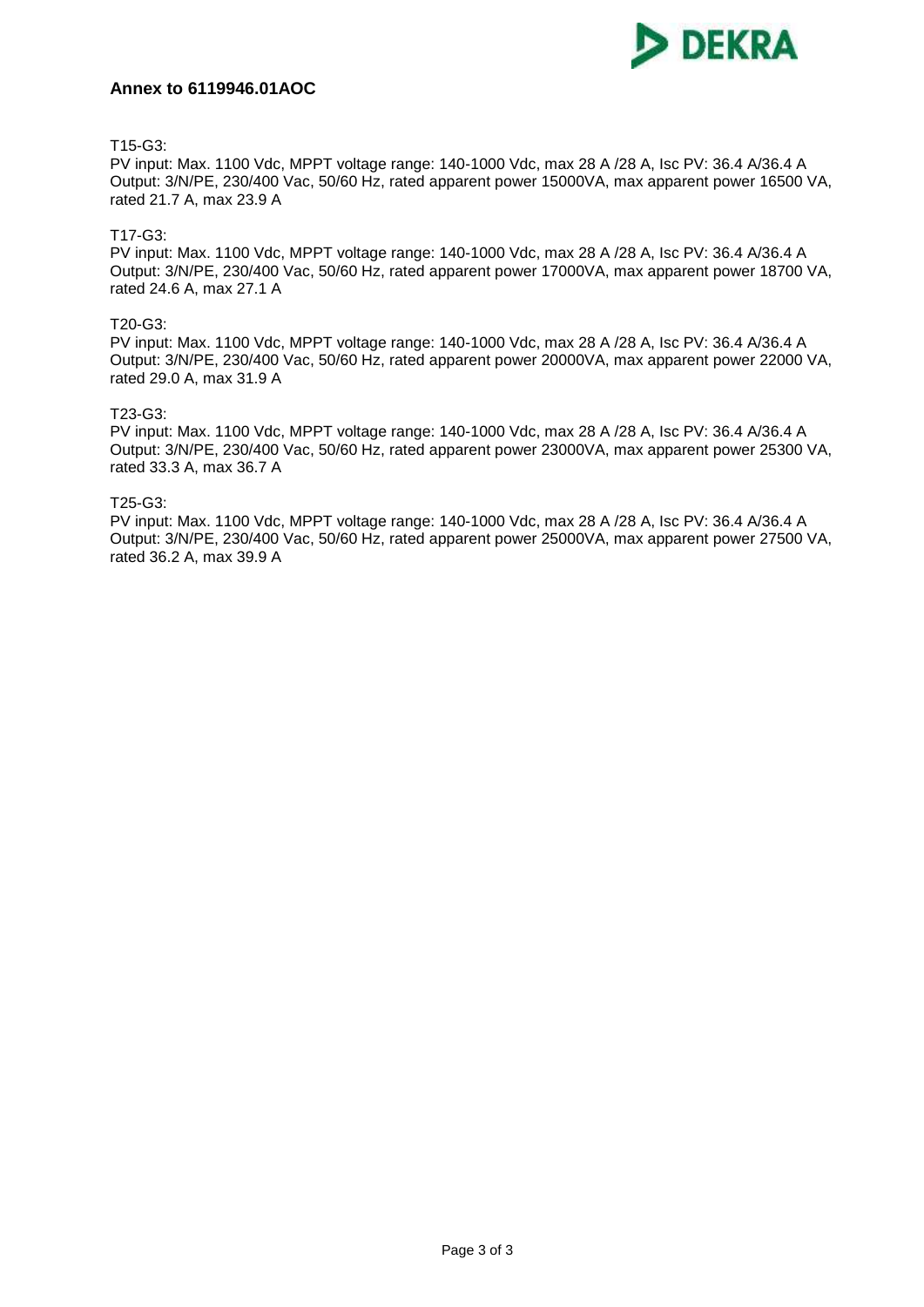**Annex to 6119946.01AOC**

T15-G3:
PV input: Max. 1100 Vdc, MPPT voltage range: 140-1000 Vdc, max 28 A /28 A, Isc PV: 36.4 A/36.4 A
Output: 3/N/PE, 230/400 Vac, 50/60 Hz, rated apparent power 15000VA, max apparent power 16500 VA, rated 21.7 A, max 23.9 A

T17-G3:
PV input: Max. 1100 Vdc, MPPT voltage range: 140-1000 Vdc, max 28 A /28 A, Isc PV: 36.4 A/36.4 A
Output: 3/N/PE, 230/400 Vac, 50/60 Hz, rated apparent power 17000VA, max apparent power 18700 VA, rated 24.6 A, max 27.1 A

T20-G3:
PV input: Max. 1100 Vdc, MPPT voltage range: 140-1000 Vdc, max 28 A /28 A, Isc PV: 36.4 A/36.4 A
Output: 3/N/PE, 230/400 Vac, 50/60 Hz, rated apparent power 20000VA, max apparent power 22000 VA, rated 29.0 A, max 31.9 A

T23-G3:
PV input: Max. 1100 Vdc, MPPT voltage range: 140-1000 Vdc, max 28 A /28 A, Isc PV: 36.4 A/36.4 A
Output: 3/N/PE, 230/400 Vac, 50/60 Hz, rated apparent power 23000VA, max apparent power 25300 VA, rated 33.3 A, max 36.7 A

T25-G3:
PV input: Max. 1100 Vdc, MPPT voltage range: 140-1000 Vdc, max 28 A /28 A, Isc PV: 36.4 A/36.4 A
Output: 3/N/PE, 230/400 Vac, 50/60 Hz, rated apparent power 25000VA, max apparent power 27500 VA, rated 36.2 A, max 39.9 A